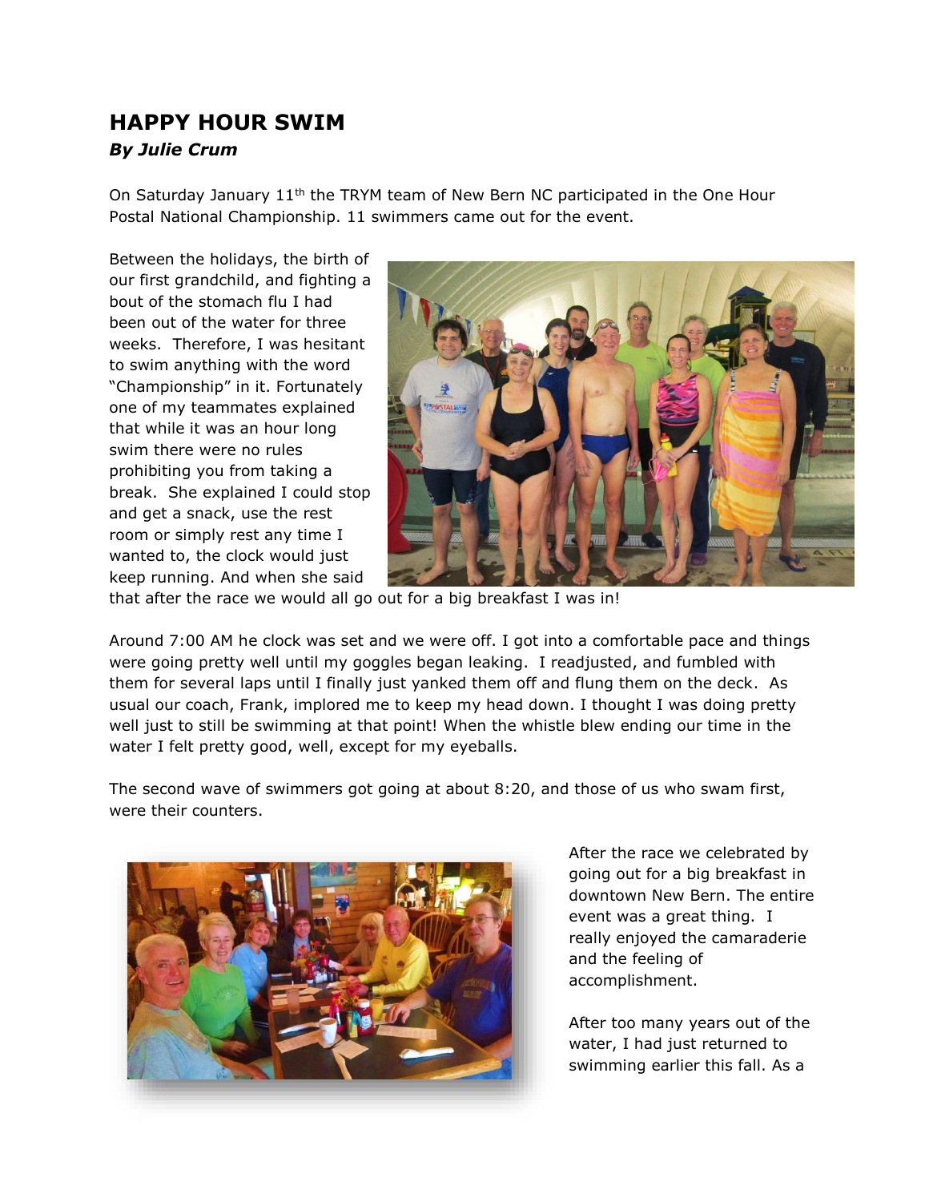# HAPPY HOUR SWIM

***By Julie Crum***

On Saturday January 11th the TRYM team of New Bern NC participated in the One Hour Postal National Championship. 11 swimmers came out for the event.

Between the holidays, the birth of our first grandchild, and fighting a bout of the stomach flu I had been out of the water for three weeks. Therefore, I was hesitant to swim anything with the word "Championship" in it. Fortunately one of my teammates explained that while it was an hour long swim there were no rules prohibiting you from taking a break. She explained I could stop and get a snack, use the rest room or simply rest any time I wanted to, the clock would just keep running. And when she said that after the race we would all go out for a big breakfast I was in!

Around 7:00 AM he clock was set and we were off. I got into a comfortable pace and things were going pretty well until my goggles began leaking. I readjusted, and fumbled with them for several laps until I finally just yanked them off and flung them on the deck. As usual our coach, Frank, implored me to keep my head down. I thought I was doing pretty well just to still be swimming at that point! When the whistle blew ending our time in the water I felt pretty good, well, except for my eyeballs.

The second wave of swimmers got going at about 8:20, and those of us who swam first, were their counters.

After the race we celebrated by going out for a big breakfast in downtown New Bern. The entire event was a great thing. I really enjoyed the camaraderie and the feeling of accomplishment.

After too many years out of the water, I had just returned to swimming earlier this fall. As a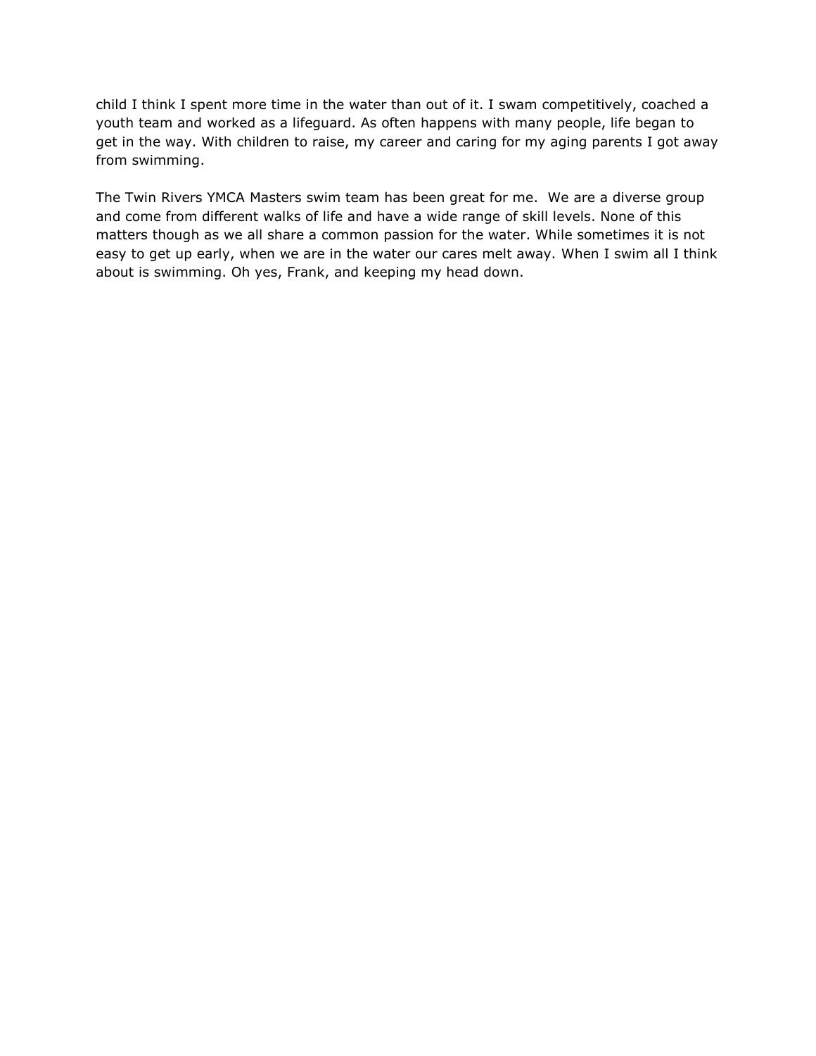child I think I spent more time in the water than out of it. I swam competitively, coached a youth team and worked as a lifeguard. As often happens with many people, life began to get in the way. With children to raise, my career and caring for my aging parents I got away from swimming.

The Twin Rivers YMCA Masters swim team has been great for me. We are a diverse group and come from different walks of life and have a wide range of skill levels. None of this matters though as we all share a common passion for the water. While sometimes it is not easy to get up early, when we are in the water our cares melt away. When I swim all I think about is swimming. Oh yes, Frank, and keeping my head down.